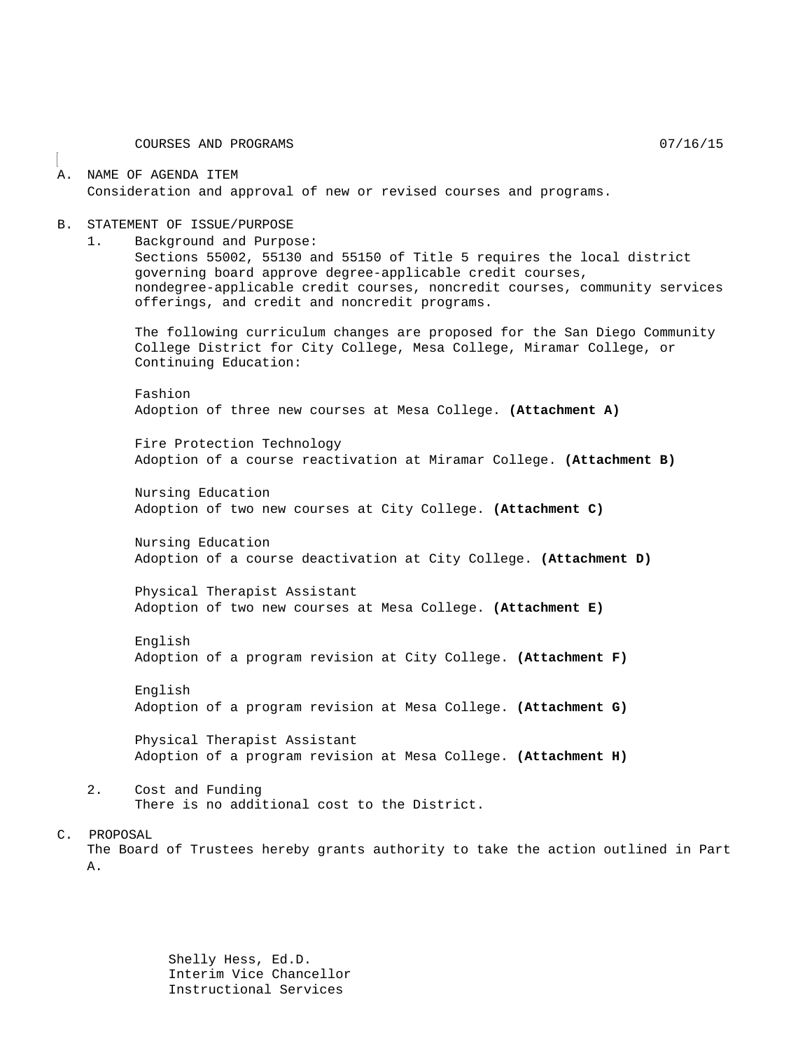COURSES AND PROGRAMS 07/16/15

## A. NAME OF AGENDA ITEM

Consideration and approval of new or revised courses and programs.

## B. STATEMENT OF ISSUE/PURPOSE

1. Background and Purpose:

   Sections 55002, 55130 and 55150 of Title 5 requires the local district governing board approve degree-applicable credit courses, nondegree-applicable credit courses, noncredit courses, community services offerings, and credit and noncredit programs.

   The following curriculum changes are proposed for the San Diego Community College District for City College, Mesa College, Miramar College, or Continuing Education:

   Fashion
   Adoption of three new courses at Mesa College. **(Attachment A)**

   Fire Protection Technology
   Adoption of a course reactivation at Miramar College. **(Attachment B)**

   Nursing Education
   Adoption of two new courses at City College. **(Attachment C)**

   Nursing Education
   Adoption of a course deactivation at City College. **(Attachment D)**

   Physical Therapist Assistant
   Adoption of two new courses at Mesa College. **(Attachment E)**

   English
   Adoption of a program revision at City College. **(Attachment F)**

   English
   Adoption of a program revision at Mesa College. **(Attachment G)**

   Physical Therapist Assistant
   Adoption of a program revision at Mesa College. **(Attachment H)**

2. Cost and Funding

   There is no additional cost to the District.

## C. PROPOSAL

The Board of Trustees hereby grants authority to take the action outlined in Part A.

Shelly Hess, Ed.D.
Interim Vice Chancellor
Instructional Services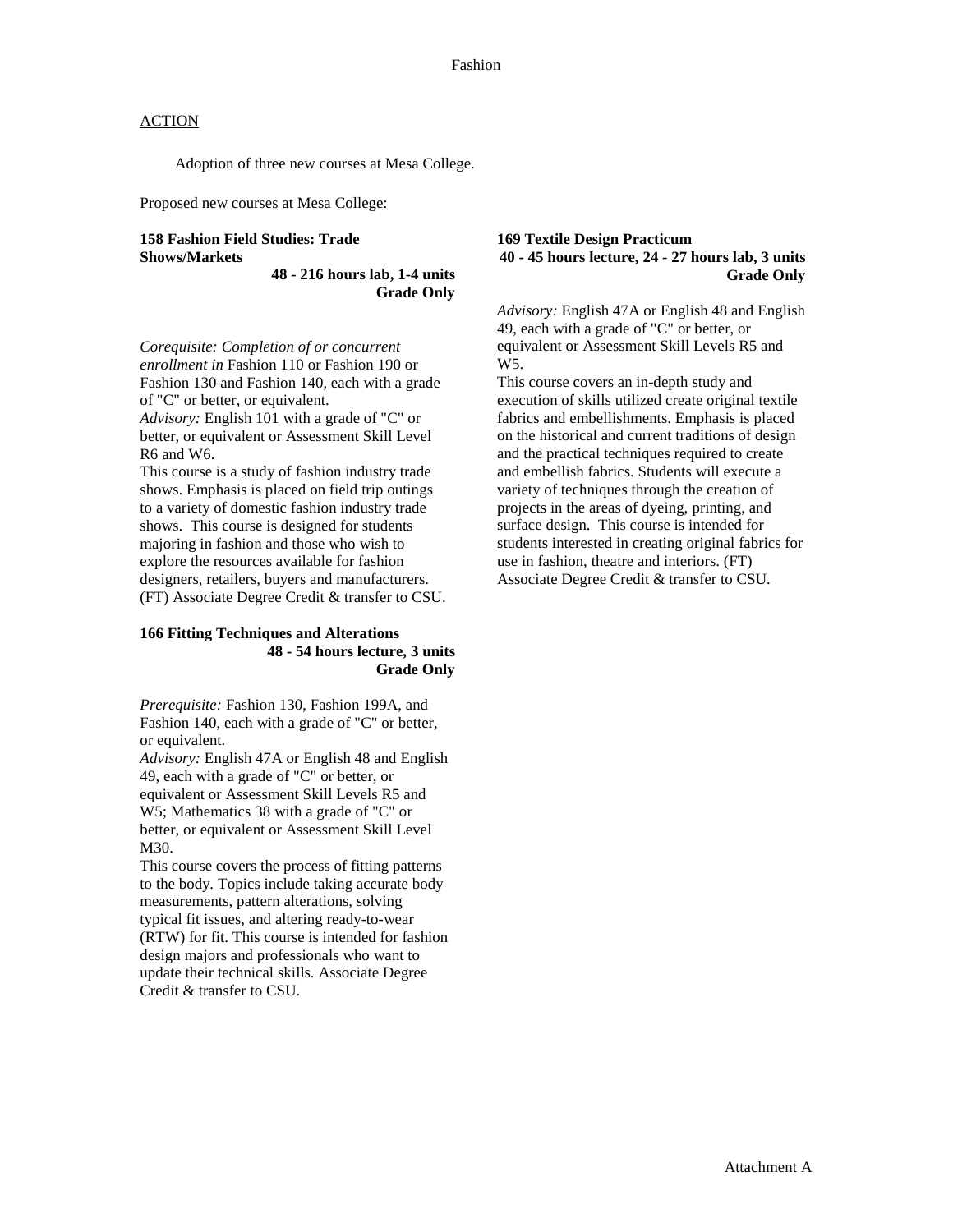Fashion

ACTION

Adoption of three new courses at Mesa College.

Proposed new courses at Mesa College:

**158 Fashion Field Studies: Trade Shows/Markets**
**48 - 216 hours lab, 1-4 units**
**Grade Only**

*Corequisite: Completion of or concurrent enrollment in* Fashion 110 or Fashion 190 or Fashion 130 and Fashion 140, each with a grade of "C" or better, or equivalent.
*Advisory:* English 101 with a grade of "C" or better, or equivalent or Assessment Skill Level R6 and W6.
This course is a study of fashion industry trade shows. Emphasis is placed on field trip outings to a variety of domestic fashion industry trade shows. This course is designed for students majoring in fashion and those who wish to explore the resources available for fashion designers, retailers, buyers and manufacturers. (FT) Associate Degree Credit & transfer to CSU.

**166 Fitting Techniques and Alterations**
**48 - 54 hours lecture, 3 units**
**Grade Only**

*Prerequisite:* Fashion 130, Fashion 199A, and Fashion 140, each with a grade of "C" or better, or equivalent.
*Advisory:* English 47A or English 48 and English 49, each with a grade of "C" or better, or equivalent or Assessment Skill Levels R5 and W5; Mathematics 38 with a grade of "C" or better, or equivalent or Assessment Skill Level M30.
This course covers the process of fitting patterns to the body. Topics include taking accurate body measurements, pattern alterations, solving typical fit issues, and altering ready-to-wear (RTW) for fit. This course is intended for fashion design majors and professionals who want to update their technical skills. Associate Degree Credit & transfer to CSU.

**169 Textile Design Practicum**
**40 - 45 hours lecture, 24 - 27 hours lab, 3 units**
**Grade Only**

*Advisory:* English 47A or English 48 and English 49, each with a grade of "C" or better, or equivalent or Assessment Skill Levels R5 and W5.
This course covers an in-depth study and execution of skills utilized create original textile fabrics and embellishments. Emphasis is placed on the historical and current traditions of design and the practical techniques required to create and embellish fabrics. Students will execute a variety of techniques through the creation of projects in the areas of dyeing, printing, and surface design. This course is intended for students interested in creating original fabrics for use in fashion, theatre and interiors. (FT) Associate Degree Credit & transfer to CSU.

Attachment A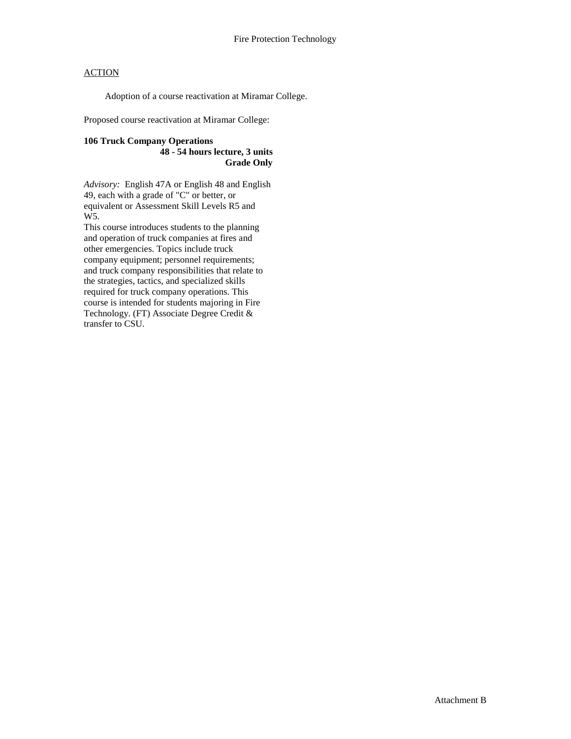Fire Protection Technology

ACTION

Adoption of a course reactivation at Miramar College.

Proposed course reactivation at Miramar College:

**106 Truck Company Operations**
**48 - 54 hours lecture, 3 units**
**Grade Only**

*Advisory:* English 47A or English 48 and English 49, each with a grade of "C" or better, or equivalent or Assessment Skill Levels R5 and W5.

This course introduces students to the planning and operation of truck companies at fires and other emergencies. Topics include truck company equipment; personnel requirements; and truck company responsibilities that relate to the strategies, tactics, and specialized skills required for truck company operations. This course is intended for students majoring in Fire Technology. (FT) Associate Degree Credit & transfer to CSU.

Attachment B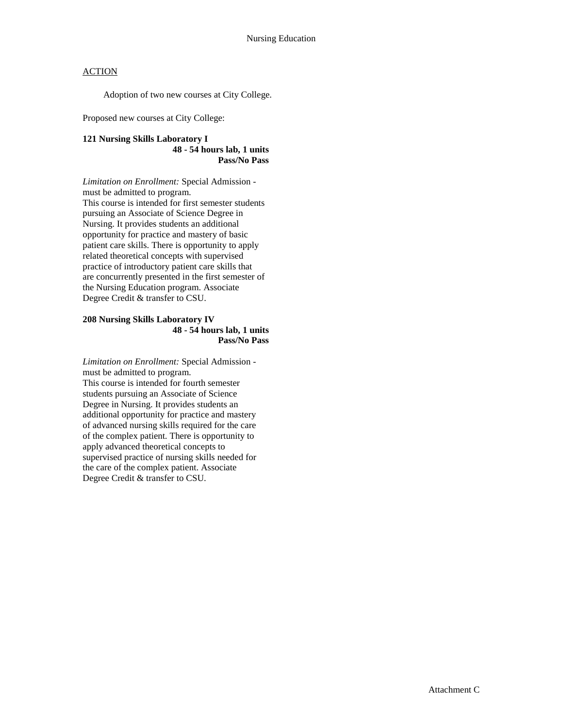## Nursing Education

ACTION

Adoption of two new courses at City College.

Proposed new courses at City College:

**121 Nursing Skills Laboratory I**
**48 - 54 hours lab, 1 units**
**Pass/No Pass**

*Limitation on Enrollment:* Special Admission - must be admitted to program.
This course is intended for first semester students pursuing an Associate of Science Degree in Nursing. It provides students an additional opportunity for practice and mastery of basic patient care skills. There is opportunity to apply related theoretical concepts with supervised practice of introductory patient care skills that are concurrently presented in the first semester of the Nursing Education program. Associate Degree Credit & transfer to CSU.

**208 Nursing Skills Laboratory IV**
**48 - 54 hours lab, 1 units**
**Pass/No Pass**

*Limitation on Enrollment:* Special Admission - must be admitted to program.
This course is intended for fourth semester students pursuing an Associate of Science Degree in Nursing. It provides students an additional opportunity for practice and mastery of advanced nursing skills required for the care of the complex patient. There is opportunity to apply advanced theoretical concepts to supervised practice of nursing skills needed for the care of the complex patient. Associate Degree Credit & transfer to CSU.

Attachment C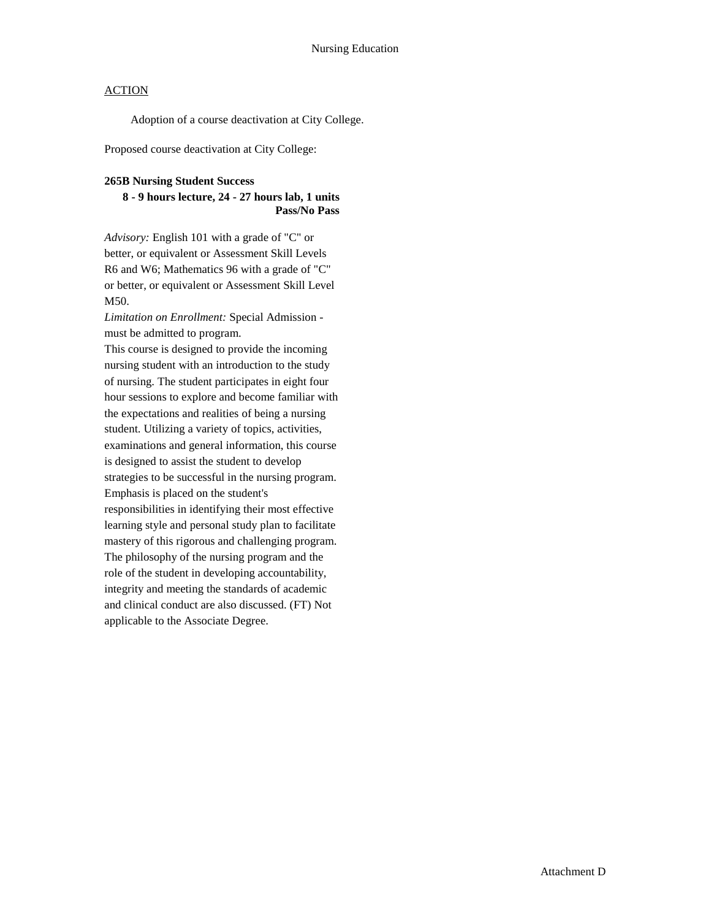Nursing Education

ACTION

Adoption of a course deactivation at City College.

Proposed course deactivation at City College:

**265B Nursing Student Success**
**8 - 9 hours lecture, 24 - 27 hours lab, 1 units**
**Pass/No Pass**

*Advisory:* English 101 with a grade of "C" or better, or equivalent or Assessment Skill Levels R6 and W6; Mathematics 96 with a grade of "C" or better, or equivalent or Assessment Skill Level M50.
*Limitation on Enrollment:* Special Admission - must be admitted to program.
This course is designed to provide the incoming nursing student with an introduction to the study of nursing. The student participates in eight four hour sessions to explore and become familiar with the expectations and realities of being a nursing student. Utilizing a variety of topics, activities, examinations and general information, this course is designed to assist the student to develop strategies to be successful in the nursing program. Emphasis is placed on the student's responsibilities in identifying their most effective learning style and personal study plan to facilitate mastery of this rigorous and challenging program. The philosophy of the nursing program and the role of the student in developing accountability, integrity and meeting the standards of academic and clinical conduct are also discussed. (FT) Not applicable to the Associate Degree.

Attachment D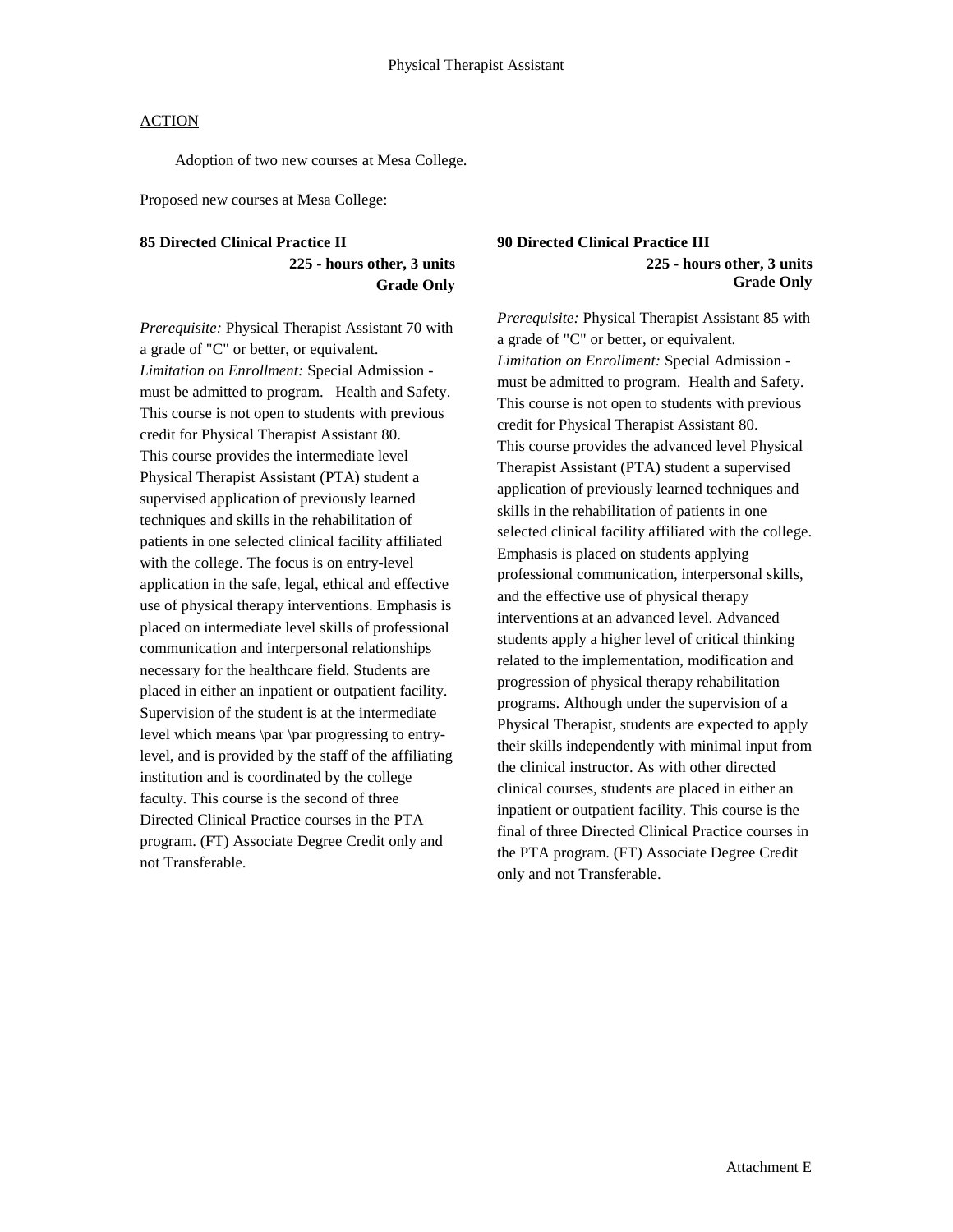Physical Therapist Assistant

ACTION

Adoption of two new courses at Mesa College.

Proposed new courses at Mesa College:

**85 Directed Clinical Practice II**

**225 - hours other, 3 units**
**Grade Only**

*Prerequisite:* Physical Therapist Assistant 70 with a grade of "C" or better, or equivalent.
*Limitation on Enrollment:* Special Admission - must be admitted to program. Health and Safety. This course is not open to students with previous credit for Physical Therapist Assistant 80.
This course provides the intermediate level Physical Therapist Assistant (PTA) student a supervised application of previously learned techniques and skills in the rehabilitation of patients in one selected clinical facility affiliated with the college. The focus is on entry-level application in the safe, legal, ethical and effective use of physical therapy interventions. Emphasis is placed on intermediate level skills of professional communication and interpersonal relationships necessary for the healthcare field. Students are placed in either an inpatient or outpatient facility. Supervision of the student is at the intermediate level which means \par \par progressing to entry-level, and is provided by the staff of the affiliating institution and is coordinated by the college faculty. This course is the second of three Directed Clinical Practice courses in the PTA program. (FT) Associate Degree Credit only and not Transferable.

**90 Directed Clinical Practice III**

**225 - hours other, 3 units**
**Grade Only**

*Prerequisite:* Physical Therapist Assistant 85 with a grade of "C" or better, or equivalent.
*Limitation on Enrollment:* Special Admission - must be admitted to program. Health and Safety. This course is not open to students with previous credit for Physical Therapist Assistant 80.
This course provides the advanced level Physical Therapist Assistant (PTA) student a supervised application of previously learned techniques and skills in the rehabilitation of patients in one selected clinical facility affiliated with the college. Emphasis is placed on students applying professional communication, interpersonal skills, and the effective use of physical therapy interventions at an advanced level. Advanced students apply a higher level of critical thinking related to the implementation, modification and progression of physical therapy rehabilitation programs. Although under the supervision of a Physical Therapist, students are expected to apply their skills independently with minimal input from the clinical instructor. As with other directed clinical courses, students are placed in either an inpatient or outpatient facility. This course is the final of three Directed Clinical Practice courses in the PTA program. (FT) Associate Degree Credit only and not Transferable.

Attachment E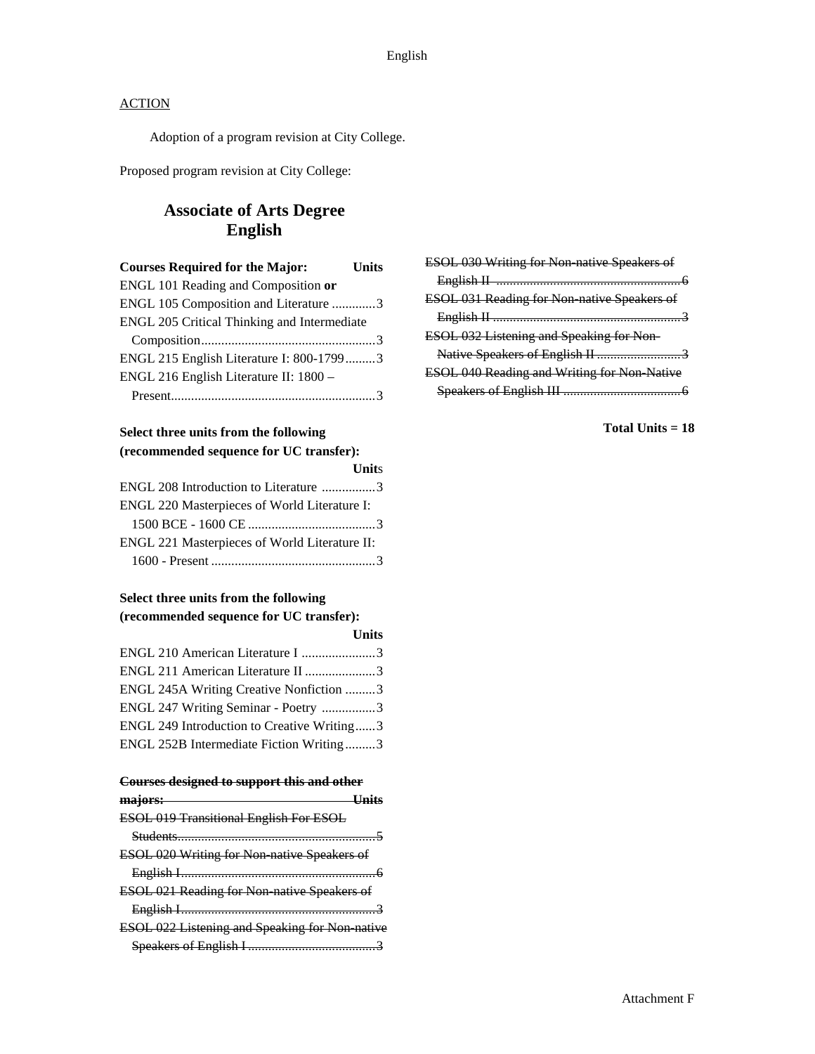English

ACTION

Adoption of a program revision at City College.

Proposed program revision at City College:

## Associate of Arts Degree
## English

| Courses Required for the Major: | Units |
|---|---|
| ENGL 101 Reading and Composition **or** | |
| ENGL 105 Composition and Literature | 3 |
| ENGL 205 Critical Thinking and Intermediate Composition | 3 |
| ENGL 215 English Literature I: 800-1799 | 3 |
| ENGL 216 English Literature II: 1800 – Present | 3 |

| Select three units from the following (recommended sequence for UC transfer): | Units |
|---|---|
| ENGL 208 Introduction to Literature | 3 |
| ENGL 220 Masterpieces of World Literature I: 1500 BCE - 1600 CE | 3 |
| ENGL 221 Masterpieces of World Literature II: 1600 - Present | 3 |

| Select three units from the following (recommended sequence for UC transfer): | Units |
|---|---|
| ENGL 210 American Literature I | 3 |
| ENGL 211 American Literature II | 3 |
| ENGL 245A Writing Creative Nonfiction | 3 |
| ENGL 247 Writing Seminar - Poetry | 3 |
| ENGL 249 Introduction to Creative Writing | 3 |
| ENGL 252B Intermediate Fiction Writing | 3 |

| ~~Courses designed to support this and other majors:~~ | ~~Units~~ |
|---|---|
| ~~ESOL 019 Transitional English For ESOL Students~~ | ~~5~~ |
| ~~ESOL 020 Writing for Non-native Speakers of English I~~ | ~~6~~ |
| ~~ESOL 021 Reading for Non-native Speakers of English I~~ | ~~3~~ |
| ~~ESOL 022 Listening and Speaking for Non-native Speakers of English I~~ | ~~3~~ |
| ~~ESOL 030 Writing for Non-native Speakers of English II~~ | ~~6~~ |
| ~~ESOL 031 Reading for Non-native Speakers of English II~~ | ~~3~~ |
| ~~ESOL 032 Listening and Speaking for Non-Native Speakers of English II~~ | ~~3~~ |
| ~~ESOL 040 Reading and Writing for Non-Native Speakers of English III~~ | ~~6~~ |

**Total Units = 18**

Attachment F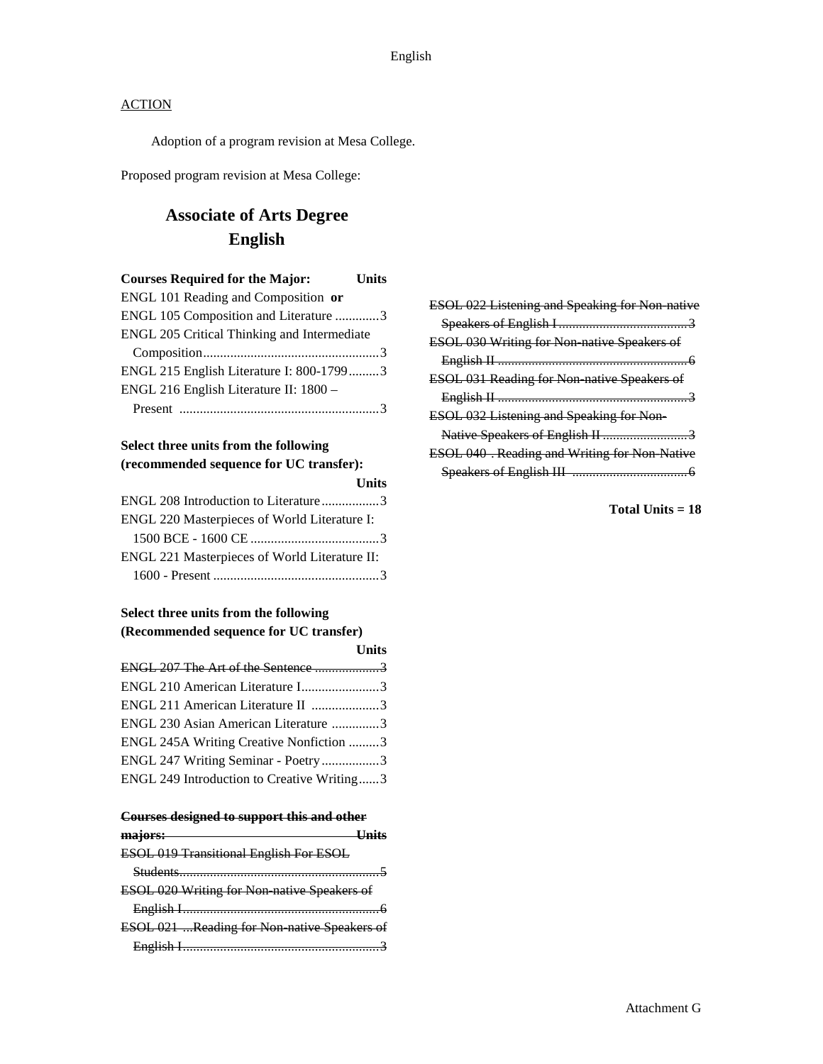ACTION

Adoption of a program revision at Mesa College.

Proposed program revision at Mesa College:

# Associate of Arts Degree English

| Courses Required for the Major: | Units |
|---|---|
| ENGL 101 Reading and Composition **or** | |
| ENGL 105 Composition and Literature | 3 |
| ENGL 205 Critical Thinking and Intermediate Composition | 3 |
| ENGL 215 English Literature I: 800-1799 | 3 |
| ENGL 216 English Literature II: 1800 – Present | 3 |

| Select three units from the following (recommended sequence for UC transfer): | Units |
|---|---|
| ENGL 208 Introduction to Literature | 3 |
| ENGL 220 Masterpieces of World Literature I: 1500 BCE - 1600 CE | 3 |
| ENGL 221 Masterpieces of World Literature II: 1600 - Present | 3 |

| Select three units from the following (Recommended sequence for UC transfer) | Units |
|---|---|
| ~~ENGL 207 The Art of the Sentence~~ | ~~3~~ |
| ENGL 210 American Literature I | 3 |
| ENGL 211 American Literature II | 3 |
| ENGL 230 Asian American Literature | 3 |
| ENGL 245A Writing Creative Nonfiction | 3 |
| ENGL 247 Writing Seminar - Poetry | 3 |
| ENGL 249 Introduction to Creative Writing | 3 |

| ~~Courses designed to support this and other majors:~~ | ~~Units~~ |
|---|---|
| ~~ESOL 019 Transitional English For ESOL Students~~ | ~~5~~ |
| ~~ESOL 020 Writing for Non-native Speakers of English I~~ | ~~6~~ |
| ~~ESOL 021 ...Reading for Non-native Speakers of English I~~ | ~~3~~ |
| ~~ESOL 022 Listening and Speaking for Non-native Speakers of English I~~ | ~~3~~ |
| ~~ESOL 030 Writing for Non-native Speakers of English II~~ | ~~6~~ |
| ~~ESOL 031 Reading for Non-native Speakers of English II~~ | ~~3~~ |
| ~~ESOL 032 Listening and Speaking for Non-Native Speakers of English II~~ | ~~3~~ |
| ~~ESOL 040 . Reading and Writing for Non-Native Speakers of English III~~ | ~~6~~ |

**Total Units = 18**

Attachment G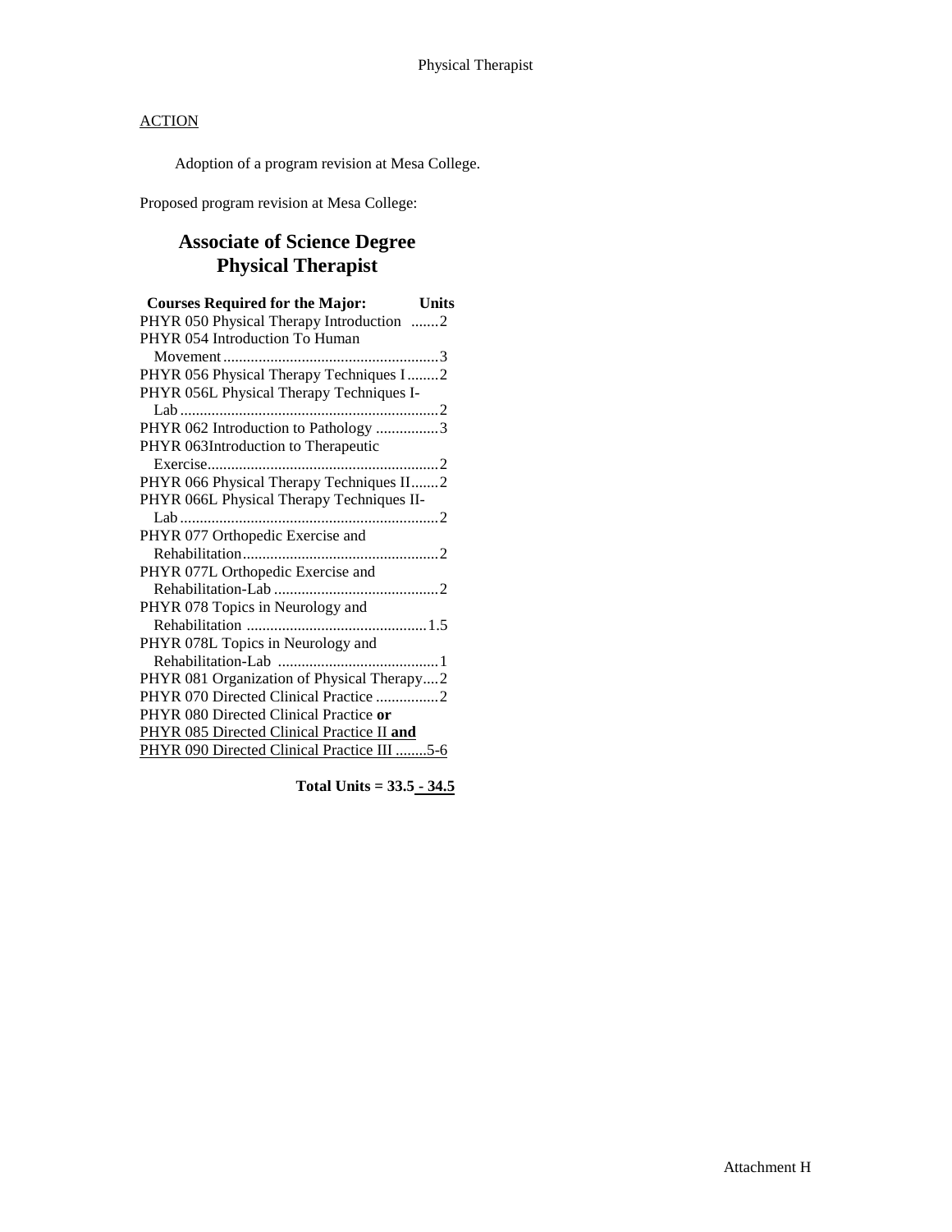ACTION

Adoption of a program revision at Mesa College.

Proposed program revision at Mesa College:

# Associate of Science Degree
# Physical Therapist

| Courses Required for the Major: | Units |
|---|---|
| PHYR 050 Physical Therapy Introduction | 2 |
| PHYR 054 Introduction To Human Movement | 3 |
| PHYR 056 Physical Therapy Techniques I | 2 |
| PHYR 056L Physical Therapy Techniques I-Lab | 2 |
| PHYR 062 Introduction to Pathology | 3 |
| PHYR 063Introduction to Therapeutic Exercise | 2 |
| PHYR 066 Physical Therapy Techniques II | 2 |
| PHYR 066L Physical Therapy Techniques II-Lab | 2 |
| PHYR 077 Orthopedic Exercise and Rehabilitation | 2 |
| PHYR 077L Orthopedic Exercise and Rehabilitation-Lab | 2 |
| PHYR 078 Topics in Neurology and Rehabilitation | 1.5 |
| PHYR 078L Topics in Neurology and Rehabilitation-Lab | 1 |
| PHYR 081 Organization of Physical Therapy | 2 |
| PHYR 070 Directed Clinical Practice | 2 |
| PHYR 080 Directed Clinical Practice **or** PHYR 085 Directed Clinical Practice II **and** PHYR 090 Directed Clinical Practice III | 5-6 |

**Total Units = 33.5 - 34.5**

Attachment H